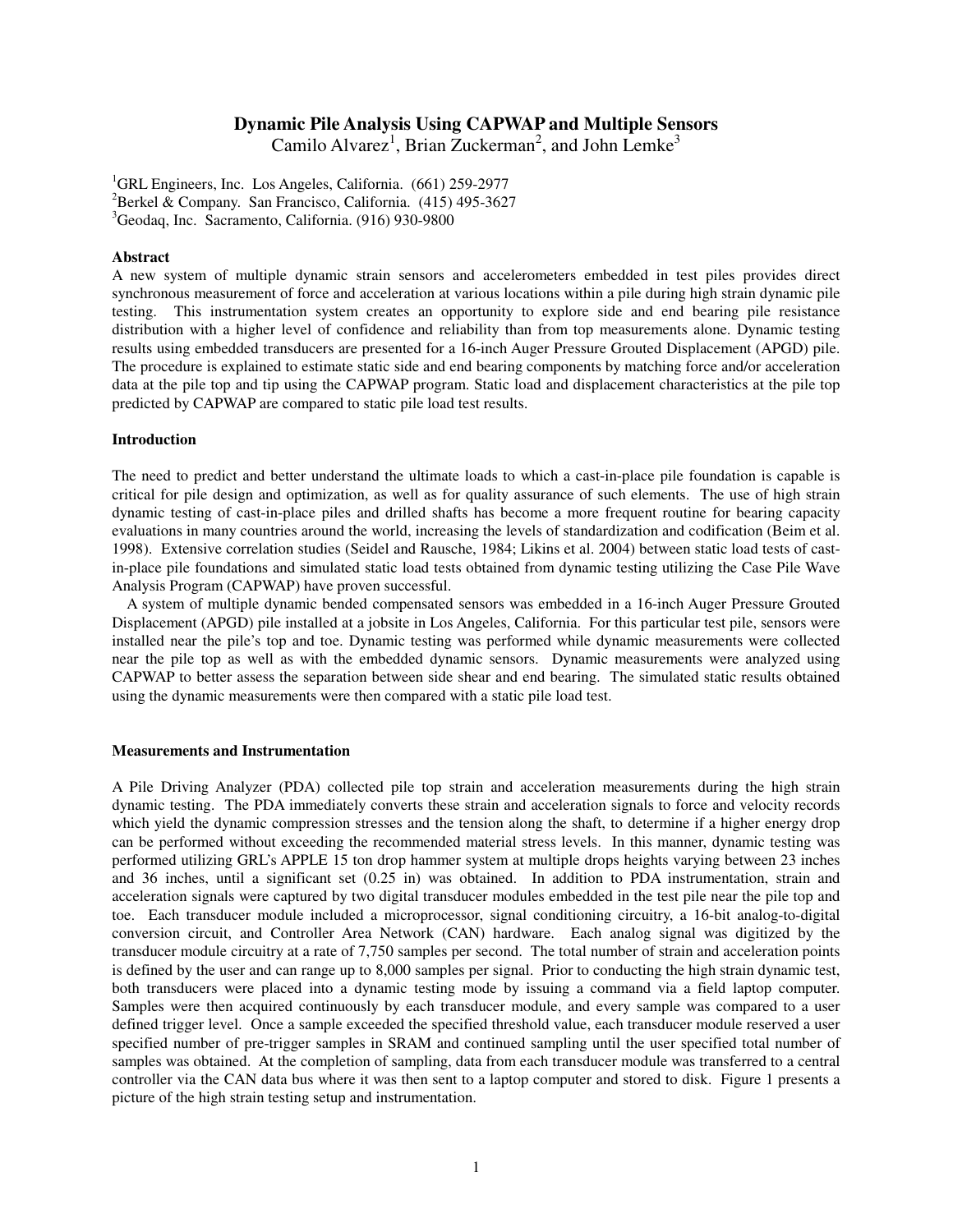# Dynamic Pile Analysis Using CAPWAP and Multiple Sensors

Camilo Alvarez[1], Brian Zuckerman[2], and John Lemke[3]

[1]GRL Engineers, Inc. Los Angeles, California. (661) 259-2977
[2]Berkel & Company. San Francisco, California. (415) 495-3627
[3]Geodaq, Inc. Sacramento, California. (916) 930-9800

### Abstract

A new system of multiple dynamic strain sensors and accelerometers embedded in test piles provides direct synchronous measurement of force and acceleration at various locations within a pile during high strain dynamic pile testing. This instrumentation system creates an opportunity to explore side and end bearing pile resistance distribution with a higher level of confidence and reliability than from top measurements alone. Dynamic testing results using embedded transducers are presented for a 16-inch Auger Pressure Grouted Displacement (APGD) pile. The procedure is explained to estimate static side and end bearing components by matching force and/or acceleration data at the pile top and tip using the CAPWAP program. Static load and displacement characteristics at the pile top predicted by CAPWAP are compared to static pile load test results.

### Introduction

The need to predict and better understand the ultimate loads to which a cast-in-place pile foundation is capable is critical for pile design and optimization, as well as for quality assurance of such elements. The use of high strain dynamic testing of cast-in-place piles and drilled shafts has become a more frequent routine for bearing capacity evaluations in many countries around the world, increasing the levels of standardization and codification (Beim et al. 1998). Extensive correlation studies (Seidel and Rausche, 1984; Likins et al. 2004) between static load tests of cast-in-place pile foundations and simulated static load tests obtained from dynamic testing utilizing the Case Pile Wave Analysis Program (CAPWAP) have proven successful.

A system of multiple dynamic bended compensated sensors was embedded in a 16-inch Auger Pressure Grouted Displacement (APGD) pile installed at a jobsite in Los Angeles, California. For this particular test pile, sensors were installed near the pile's top and toe. Dynamic testing was performed while dynamic measurements were collected near the pile top as well as with the embedded dynamic sensors. Dynamic measurements were analyzed using CAPWAP to better assess the separation between side shear and end bearing. The simulated static results obtained using the dynamic measurements were then compared with a static pile load test.

### Measurements and Instrumentation

A Pile Driving Analyzer (PDA) collected pile top strain and acceleration measurements during the high strain dynamic testing. The PDA immediately converts these strain and acceleration signals to force and velocity records which yield the dynamic compression stresses and the tension along the shaft, to determine if a higher energy drop can be performed without exceeding the recommended material stress levels. In this manner, dynamic testing was performed utilizing GRL's APPLE 15 ton drop hammer system at multiple drops heights varying between 23 inches and 36 inches, until a significant set (0.25 in) was obtained. In addition to PDA instrumentation, strain and acceleration signals were captured by two digital transducer modules embedded in the test pile near the pile top and toe. Each transducer module included a microprocessor, signal conditioning circuitry, a 16-bit analog-to-digital conversion circuit, and Controller Area Network (CAN) hardware. Each analog signal was digitized by the transducer module circuitry at a rate of 7,750 samples per second. The total number of strain and acceleration points is defined by the user and can range up to 8,000 samples per signal. Prior to conducting the high strain dynamic test, both transducers were placed into a dynamic testing mode by issuing a command via a field laptop computer. Samples were then acquired continuously by each transducer module, and every sample was compared to a user defined trigger level. Once a sample exceeded the specified threshold value, each transducer module reserved a user specified number of pre-trigger samples in SRAM and continued sampling until the user specified total number of samples was obtained. At the completion of sampling, data from each transducer module was transferred to a central controller via the CAN data bus where it was then sent to a laptop computer and stored to disk. Figure 1 presents a picture of the high strain testing setup and instrumentation.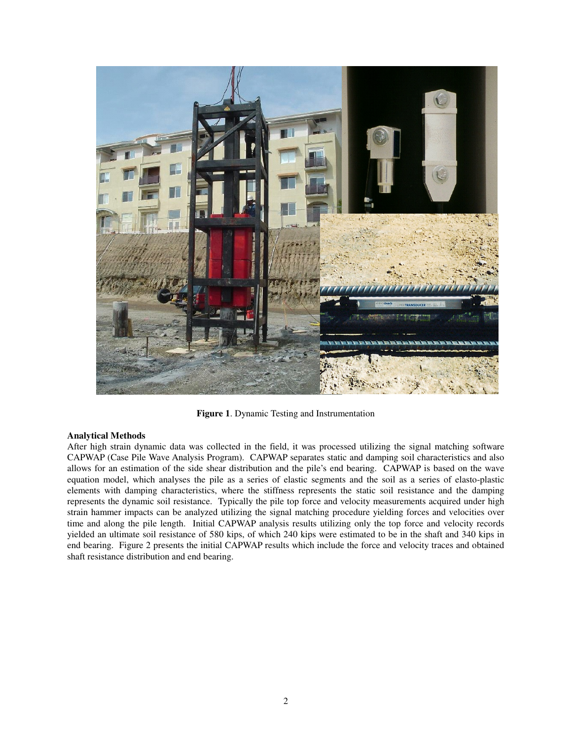**Figure 1**. Dynamic Testing and Instrumentation

**Analytical Methods**

After high strain dynamic data was collected in the field, it was processed utilizing the signal matching software CAPWAP (Case Pile Wave Analysis Program). CAPWAP separates static and damping soil characteristics and also allows for an estimation of the side shear distribution and the pile's end bearing. CAPWAP is based on the wave equation model, which analyses the pile as a series of elastic segments and the soil as a series of elasto-plastic elements with damping characteristics, where the stiffness represents the static soil resistance and the damping represents the dynamic soil resistance. Typically the pile top force and velocity measurements acquired under high strain hammer impacts can be analyzed utilizing the signal matching procedure yielding forces and velocities over time and along the pile length. Initial CAPWAP analysis results utilizing only the top force and velocity records yielded an ultimate soil resistance of 580 kips, of which 240 kips were estimated to be in the shaft and 340 kips in end bearing. Figure 2 presents the initial CAPWAP results which include the force and velocity traces and obtained shaft resistance distribution and end bearing.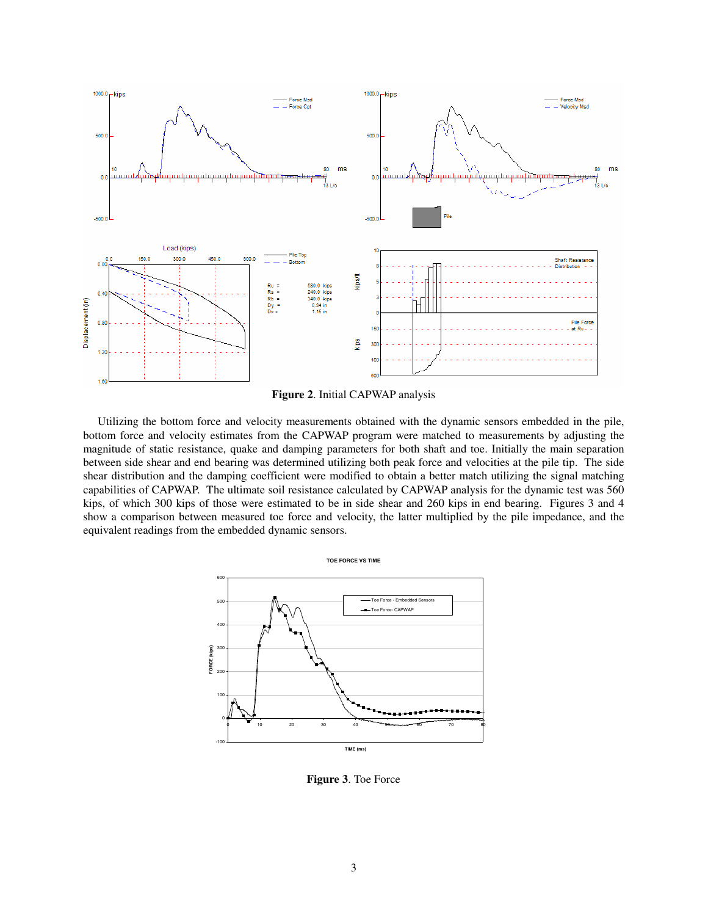**Figure 2**. Initial CAPWAP analysis

Utilizing the bottom force and velocity measurements obtained with the dynamic sensors embedded in the pile, bottom force and velocity estimates from the CAPWAP program were matched to measurements by adjusting the magnitude of static resistance, quake and damping parameters for both shaft and toe. Initially the main separation between side shear and end bearing was determined utilizing both peak force and velocities at the pile tip. The side shear distribution and the damping coefficient were modified to obtain a better match utilizing the signal matching capabilities of CAPWAP. The ultimate soil resistance calculated by CAPWAP analysis for the dynamic test was 560 kips, of which 300 kips of those were estimated to be in side shear and 260 kips in end bearing. Figures 3 and 4 show a comparison between measured toe force and velocity, the latter multiplied by the pile impedance, and the equivalent readings from the embedded dynamic sensors.

**Figure 3**. Toe Force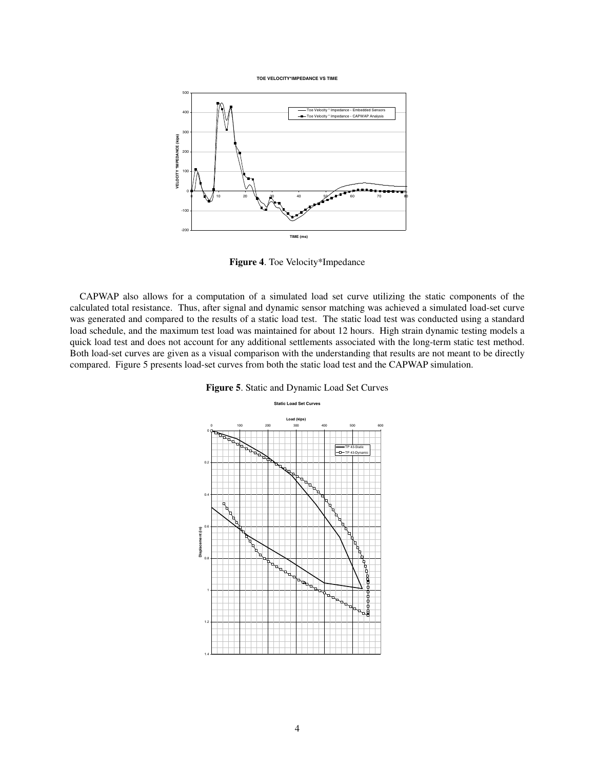**Figure 4**. Toe Velocity*Impedance

CAPWAP also allows for a computation of a simulated load set curve utilizing the static components of the calculated total resistance. Thus, after signal and dynamic sensor matching was achieved a simulated load-set curve was generated and compared to the results of a static load test. The static load test was conducted using a standard load schedule, and the maximum test load was maintained for about 12 hours. High strain dynamic testing models a quick load test and does not account for any additional settlements associated with the long-term static test method. Both load-set curves are given as a visual comparison with the understanding that results are not meant to be directly compared. Figure 5 presents load-set curves from both the static load test and the CAPWAP simulation.

**Figure 5**. Static and Dynamic Load Set Curves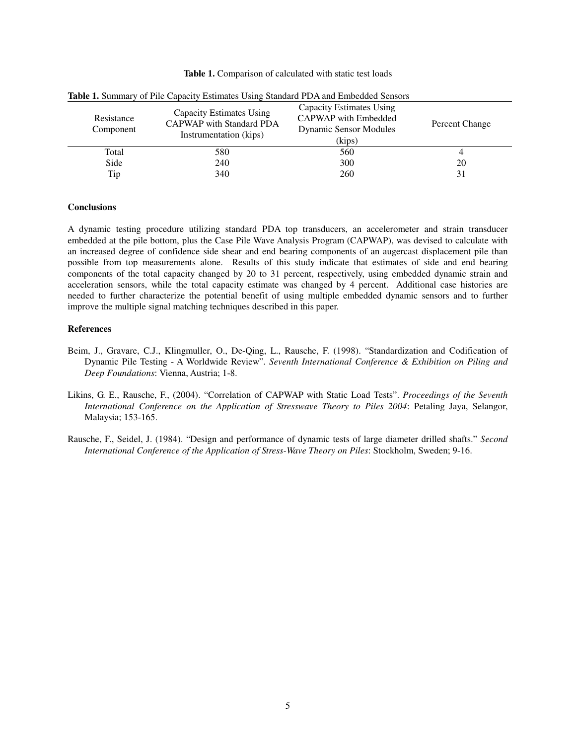**Table 1.** Comparison of calculated with static test loads

**Table 1.** Summary of Pile Capacity Estimates Using Standard PDA and Embedded Sensors

| Resistance Component | Capacity Estimates Using CAPWAP with Standard PDA Instrumentation (kips) | Capacity Estimates Using CAPWAP with Embedded Dynamic Sensor Modules (kips) | Percent Change |
|---|---|---|---|
| Total | 580 | 560 | 4 |
| Side | 240 | 300 | 20 |
| Tip | 340 | 260 | 31 |

**Conclusions**

A dynamic testing procedure utilizing standard PDA top transducers, an accelerometer and strain transducer embedded at the pile bottom, plus the Case Pile Wave Analysis Program (CAPWAP), was devised to calculate with an increased degree of confidence side shear and end bearing components of an augercast displacement pile than possible from top measurements alone. Results of this study indicate that estimates of side and end bearing components of the total capacity changed by 20 to 31 percent, respectively, using embedded dynamic strain and acceleration sensors, while the total capacity estimate was changed by 4 percent. Additional case histories are needed to further characterize the potential benefit of using multiple embedded dynamic sensors and to further improve the multiple signal matching techniques described in this paper.

**References**

Beim, J., Gravare, C.J., Klingmuller, O., De-Qing, L., Rausche, F. (1998). "Standardization and Codification of Dynamic Pile Testing - A Worldwide Review". *Seventh International Conference & Exhibition on Piling and Deep Foundations*: Vienna, Austria; 1-8.

Likins, G. E., Rausche, F., (2004). "Correlation of CAPWAP with Static Load Tests". *Proceedings of the Seventh International Conference on the Application of Stresswave Theory to Piles 2004*: Petaling Jaya, Selangor, Malaysia; 153-165.

Rausche, F., Seidel, J. (1984). "Design and performance of dynamic tests of large diameter drilled shafts." *Second International Conference of the Application of Stress-Wave Theory on Piles*: Stockholm, Sweden; 9-16.